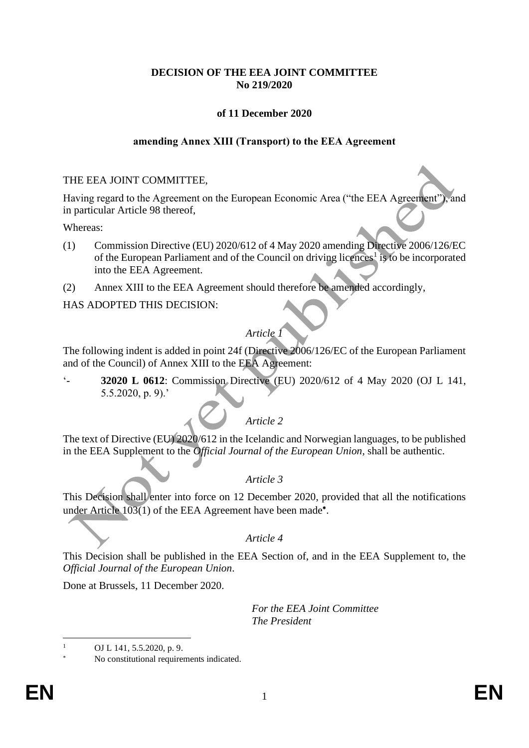**DECISION OF THE EEA JOINT COMMITTEE**
**No 219/2020**

**of 11 December 2020**

**amending Annex XIII (Transport) to the EEA Agreement**

THE EEA JOINT COMMITTEE,

Having regard to the Agreement on the European Economic Area ("the EEA Agreement"), and in particular Article 98 thereof,

Whereas:

(1) Commission Directive (EU) 2020/612 of 4 May 2020 amending Directive 2006/126/EC of the European Parliament and of the Council on driving licences[1] is to be incorporated into the EEA Agreement.

(2) Annex XIII to the EEA Agreement should therefore be amended accordingly,

HAS ADOPTED THIS DECISION:

*Article 1*

The following indent is added in point 24f (Directive 2006/126/EC of the European Parliament and of the Council) of Annex XIII to the EEA Agreement:

'- **32020 L 0612**: Commission Directive (EU) 2020/612 of 4 May 2020 (OJ L 141, 5.5.2020, p. 9).'

*Article 2*

The text of Directive (EU) 2020/612 in the Icelandic and Norwegian languages, to be published in the EEA Supplement to the *Official Journal of the European Union*, shall be authentic.

*Article 3*

This Decision shall enter into force on 12 December 2020, provided that all the notifications under Article 103(1) of the EEA Agreement have been made[*].

*Article 4*

This Decision shall be published in the EEA Section of, and in the EEA Supplement to, the *Official Journal of the European Union*.

Done at Brussels, 11 December 2020.

*For the EEA Joint Committee*
*The President*

---

[1] OJ L 141, 5.5.2020, p. 9.

[*] No constitutional requirements indicated.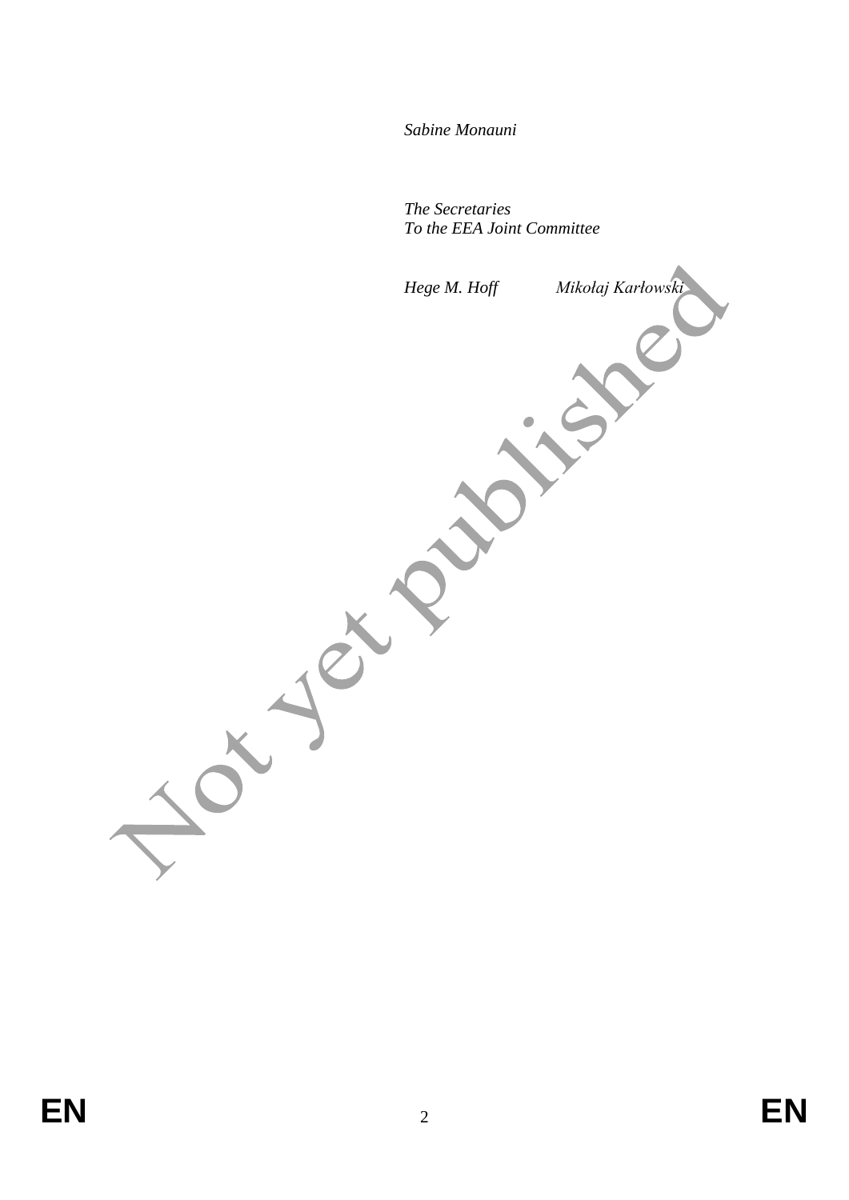*Sabine Monauni*

*The Secretaries*
*To the EEA Joint Committee*

*Hege M. Hoff* *Mikołaj Karłowski*